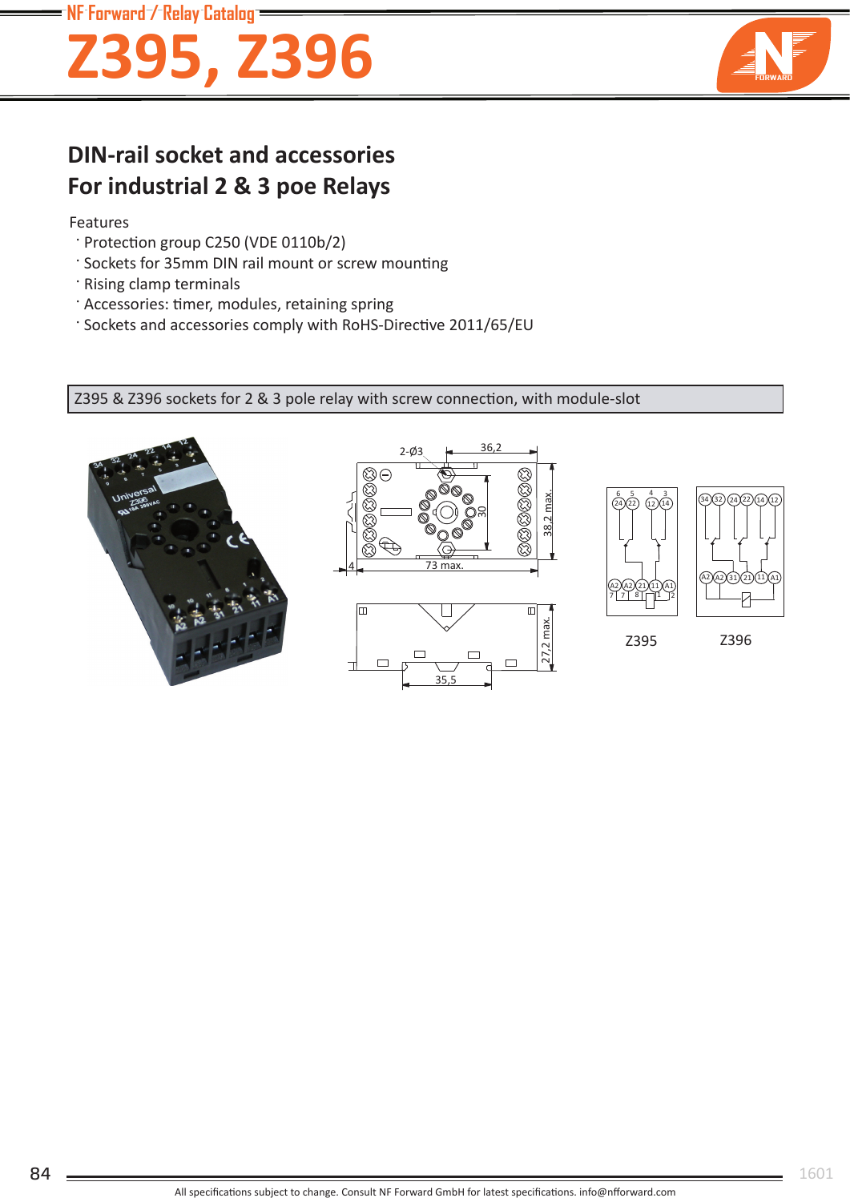# Z395, Z396

## DIN-rail socket and accessories
## For industrial 2 & 3 poe Relays

Features

- Protection group C250 (VDE 0110b/2)
- Sockets for 35mm DIN rail mount or screw mounting
- Rising clamp terminals
- Accessories: timer, modules, retaining spring
- Sockets and accessories comply with RoHS-Directive 2011/65/EU

### Z395 & Z396 sockets for 2 & 3 pole relay with screw connection, with module-slot

Z395

Z396

All specifications subject to change. Consult NF Forward GmbH for latest specifications. info@nfforward.com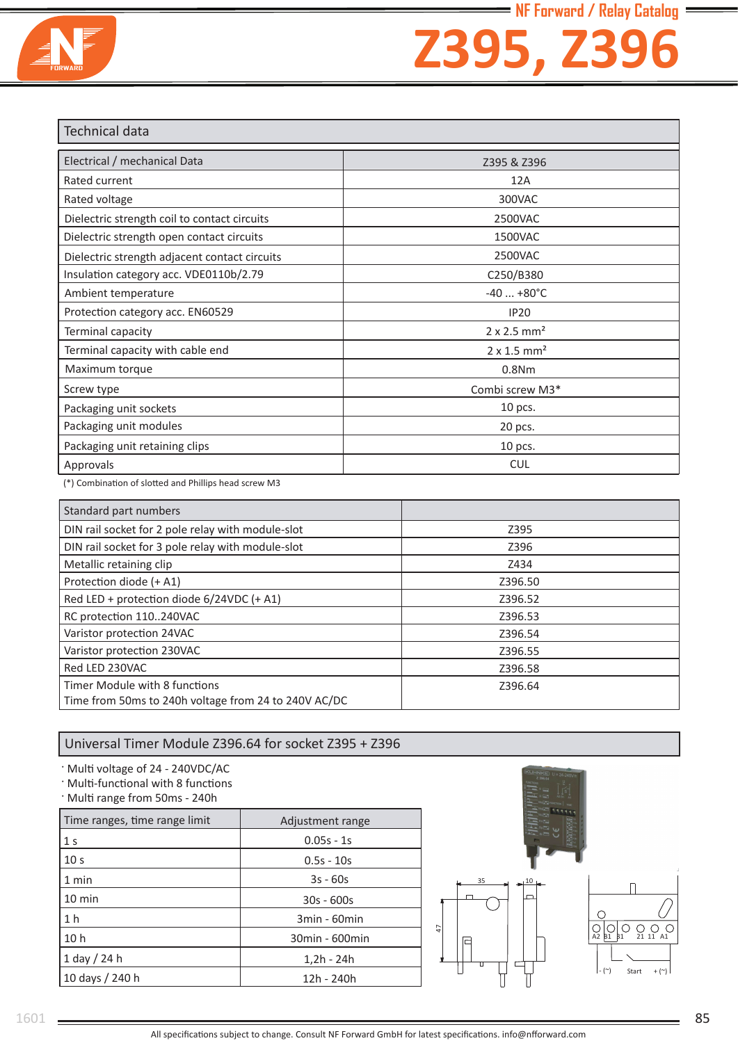# Z395, Z396

## Technical data

| Electrical / mechanical Data | Z395 & Z396 |
|---|---|
| Rated current | 12A |
| Rated voltage | 300VAC |
| Dielectric strength coil to contact circuits | 2500VAC |
| Dielectric strength open contact circuits | 1500VAC |
| Dielectric strength adjacent contact circuits | 2500VAC |
| Insulation category acc. VDE0110b/2.79 | C250/B380 |
| Ambient temperature | -40 ... +80°C |
| Protection category acc. EN60529 | IP20 |
| Terminal capacity | 2 x 2.5 mm² |
| Terminal capacity with cable end | 2 x 1.5 mm² |
| Maximum torque | 0.8Nm |
| Screw type | Combi screw M3* |
| Packaging unit sockets | 10 pcs. |
| Packaging unit modules | 20 pcs. |
| Packaging unit retaining clips | 10 pcs. |
| Approvals | CUL |

(*) Combination of slotted and Phillips head screw M3

| Standard part numbers | |
|---|---|
| DIN rail socket for 2 pole relay with module-slot | Z395 |
| DIN rail socket for 3 pole relay with module-slot | Z396 |
| Metallic retaining clip | Z434 |
| Protection diode (+ A1) | Z396.50 |
| Red LED + protection diode 6/24VDC (+ A1) | Z396.52 |
| RC protection 110..240VAC | Z396.53 |
| Varistor protection 24VAC | Z396.54 |
| Varistor protection 230VAC | Z396.55 |
| Red LED 230VAC | Z396.58 |
| Timer Module with 8 functions<br>Time from 50ms to 240h voltage from 24 to 240V AC/DC | Z396.64 |

## Universal Timer Module Z396.64 for socket Z395 + Z396

- Multi voltage of 24 - 240VDC/AC
- Multi-functional with 8 functions
- Multi range from 50ms - 240h

| Time ranges, time range limit | Adjustment range |
|---|---|
| 1 s | 0.05s - 1s |
| 10 s | 0.5s - 10s |
| 1 min | 3s - 60s |
| 10 min | 30s - 600s |
| 1 h | 3min - 60min |
| 10 h | 30min - 600min |
| 1 day / 24 h | 1,2h - 24h |
| 10 days / 240 h | 12h - 240h |

35 10 47

A2 B1 B1 21 11 A1

- (~) Start + (~)

All specifications subject to change. Consult NF Forward GmbH for latest specifications. info@nfforward.com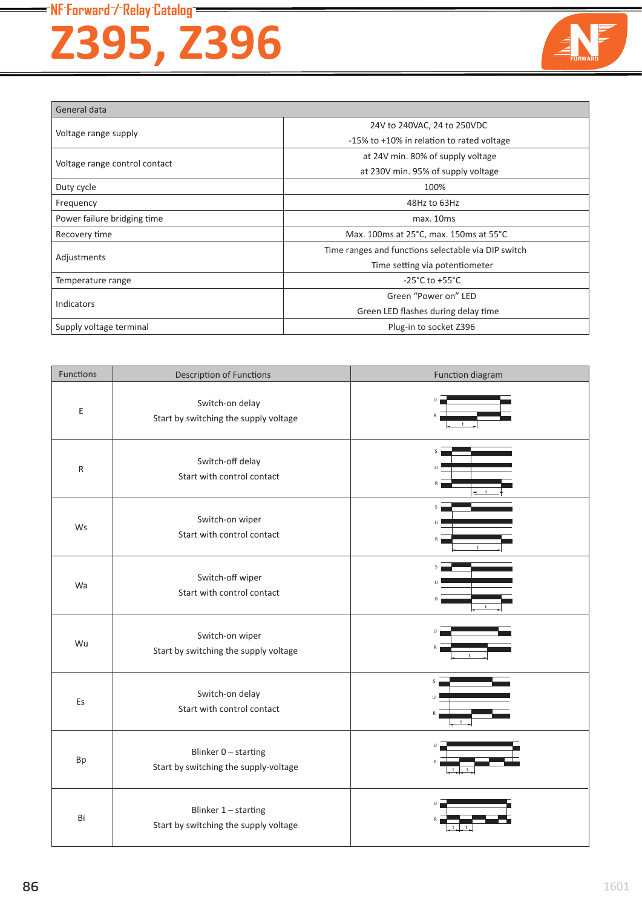NF Forward / Relay Catalog

# Z395, Z396

| General data | |
|---|---|
| Voltage range supply | 24V to 240VAC, 24 to 250VDC<br>-15% to +10% in relation to rated voltage |
| Voltage range control contact | at 24V min. 80% of supply voltage<br>at 230V min. 95% of supply voltage |
| Duty cycle | 100% |
| Frequency | 48Hz to 63Hz |
| Power failure bridging time | max. 10ms |
| Recovery time | Max. 100ms at 25°C, max. 150ms at 55°C |
| Adjustments | Time ranges and functions selectable via DIP switch<br>Time setting via potentiometer |
| Temperature range | -25°C to +55°C |
| Indicators | Green "Power on" LED<br>Green LED flashes during delay time |
| Supply voltage terminal | Plug-in to socket Z396 |

| Functions | Description of Functions | Function diagram |
|---|---|---|
| E | Switch-on delay<br>Start by switching the supply voltage | U R t |
| R | Switch-off delay<br>Start with control contact | S U R t |
| Ws | Switch-on wiper<br>Start with control contact | S U R t |
| Wa | Switch-off wiper<br>Start with control contact | S U R t |
| Wu | Switch-on wiper<br>Start by switching the supply voltage | U R t |
| Es | Switch-on delay<br>Start with control contact | S U R t |
| Bp | Blinker 0 – starting<br>Start by switching the supply-voltage | U R t t |
| Bi | Blinker 1 – starting<br>Start by switching the supply voltage | U R t t |